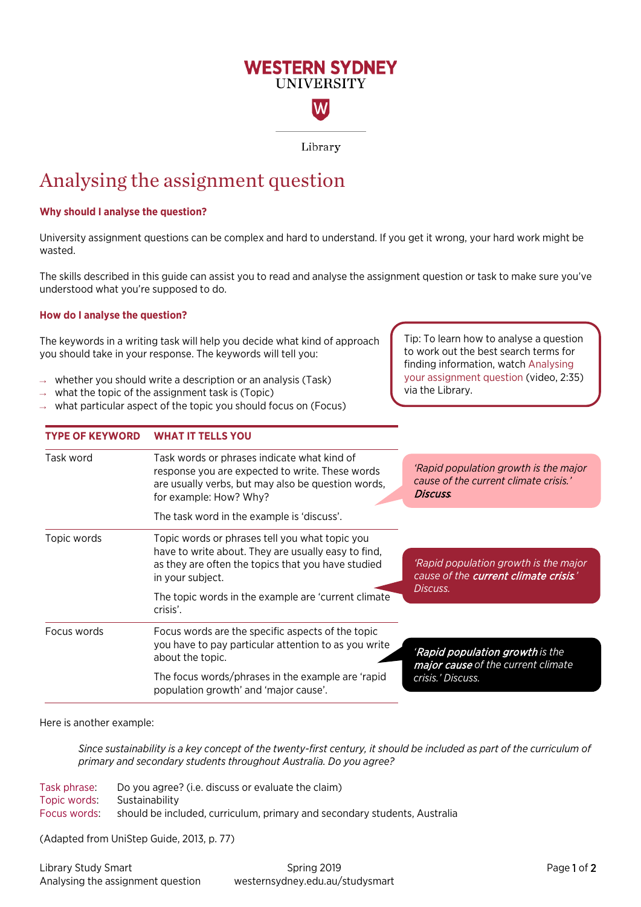WESTERN SYDNEY UNIVERSITY

Library

# Analysing the assignment question

### Why should I analyse the question?

University assignment questions can be complex and hard to understand. If you get it wrong, your hard work might be wasted.

The skills described in this guide can assist you to read and analyse the assignment question or task to make sure you've understood what you're supposed to do.

### How do I analyse the question?

The keywords in a writing task will help you decide what kind of approach you should take in your response. The keywords will tell you:

- whether you should write a description or an analysis (Task)
- what the topic of the assignment task is (Topic)
- what particular aspect of the topic you should focus on (Focus)

Tip: To learn how to analyse a question to work out the best search terms for finding information, watch Analysing your assignment question (video, 2:35) via the Library.

| TYPE OF KEYWORD | WHAT IT TELLS YOU | |
|---|---|---|
| Task word | Task words or phrases indicate what kind of response you are expected to write. These words are usually verbs, but may also be question words, for example: How? Why?<br><br>The task word in the example is 'discuss'. | *'Rapid population growth is the major cause of the current climate crisis.'* ***Discuss*** |
| Topic words | Topic words or phrases tell you what topic you have to write about. They are usually easy to find, as they are often the topics that you have studied in your subject.<br><br>The topic words in the example are 'current climate crisis'. | *'Rapid population growth is the major cause of the* ***current climate crisis****.' Discuss.* |
| Focus words | Focus words are the specific aspects of the topic you have to pay particular attention to as you write about the topic.<br><br>The focus words/phrases in the example are 'rapid population growth' and 'major cause'. | *'**Rapid population growth** is the **major cause** of the current climate crisis.' Discuss.* |

Here is another example:

> *Since sustainability is a key concept of the twenty-first century, it should be included as part of the curriculum of primary and secondary students throughout Australia. Do you agree?*

Task phrase: Do you agree? (i.e. discuss or evaluate the claim)
Topic words: Sustainability
Focus words: should be included, curriculum, primary and secondary students, Australia

(Adapted from UniStep Guide, 2013, p. 77)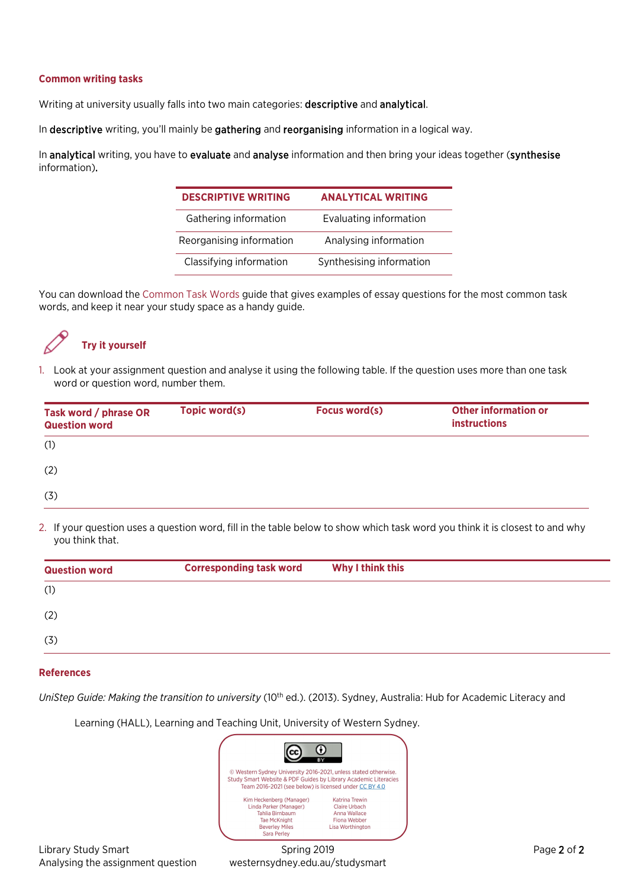## Common writing tasks

Writing at university usually falls into two main categories: **descriptive** and **analytical**.

In **descriptive** writing, you'll mainly be **gathering** and **reorganising** information in a logical way.

In **analytical** writing, you have to **evaluate** and **analyse** information and then bring your ideas together (**synthesise** information).

| DESCRIPTIVE WRITING | ANALYTICAL WRITING |
| --- | --- |
| Gathering information | Evaluating information |
| Reorganising information | Analysing information |
| Classifying information | Synthesising information |

You can download the Common Task Words guide that gives examples of essay questions for the most common task words, and keep it near your study space as a handy guide.

### Try it yourself

1. Look at your assignment question and analyse it using the following table. If the question uses more than one task word or question word, number them.

| Task word / phrase OR Question word | Topic word(s) | Focus word(s) | Other information or instructions |
| --- | --- | --- | --- |
| (1) | | | |
| (2) | | | |
| (3) | | | |

2. If your question uses a question word, fill in the table below to show which task word you think it is closest to and why you think that.

| Question word | Corresponding task word | Why I think this |
| --- | --- | --- |
| (1) | | |
| (2) | | |
| (3) | | |

## References

*UniStep Guide: Making the transition to university* (10th ed.). (2013). Sydney, Australia: Hub for Academic Literacy and Learning (HALL), Learning and Teaching Unit, University of Western Sydney.

© Western Sydney University 2016-2021, unless stated otherwise. Study Smart Website & PDF Guides by Library Academic Literacies Team 2016-2021 (see below) is licensed under CC BY 4.0

Kim Heckenberg (Manager)
Linda Parker (Manager)
Tahlia Birnbaum
Tae McKnight
Beverley Miles
Sara Perley
Katrina Trewin
Claire Urbach
Anna Wallace
Fiona Webber
Lisa Worthington